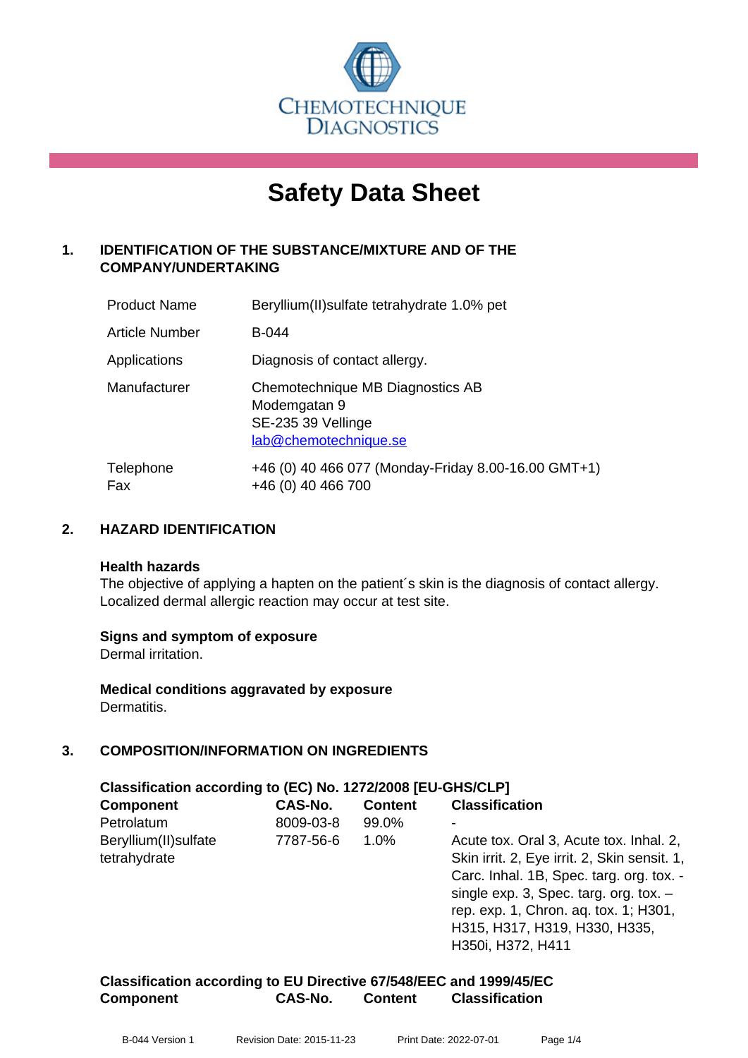CHEMOTECHNIQUE DIAGNOSTICS

# Safety Data Sheet

## 1. IDENTIFICATION OF THE SUBSTANCE/MIXTURE AND OF THE COMPANY/UNDERTAKING

| | |
|---|---|
| Product Name | Beryllium(II)sulfate tetrahydrate 1.0% pet |
| Article Number | B-044 |
| Applications | Diagnosis of contact allergy. |
| Manufacturer | Chemotechnique MB Diagnostics AB<br>Modemgatan 9<br>SE-235 39 Vellinge<br>lab@chemotechnique.se |
| Telephone<br>Fax | +46 (0) 40 466 077 (Monday-Friday 8.00-16.00 GMT+1)<br>+46 (0) 40 466 700 |

## 2. HAZARD IDENTIFICATION

**Health hazards**
The objective of applying a hapten on the patient´s skin is the diagnosis of contact allergy. Localized dermal allergic reaction may occur at test site.

**Signs and symptom of exposure**
Dermal irritation.

**Medical conditions aggravated by exposure**
Dermatitis.

## 3. COMPOSITION/INFORMATION ON INGREDIENTS

**Classification according to (EC) No. 1272/2008 [EU-GHS/CLP]**

| Component | CAS-No. | Content | Classification |
|---|---|---|---|
| Petrolatum | 8009-03-8 | 99.0% | - |
| Beryllium(II)sulfate tetrahydrate | 7787-56-6 | 1.0% | Acute tox. Oral 3, Acute tox. Inhal. 2, Skin irrit. 2, Eye irrit. 2, Skin sensit. 1, Carc. Inhal. 1B, Spec. targ. org. tox. - single exp. 3, Spec. targ. org. tox. – rep. exp. 1, Chron. aq. tox. 1; H301, H315, H317, H319, H330, H335, H350i, H372, H411 |

**Classification according to EU Directive 67/548/EEC and 1999/45/EC**

| Component | CAS-No. | Content | Classification |
|---|---|---|---|

B-044 Version 1 Revision Date: 2015-11-23 Print Date: 2022-07-01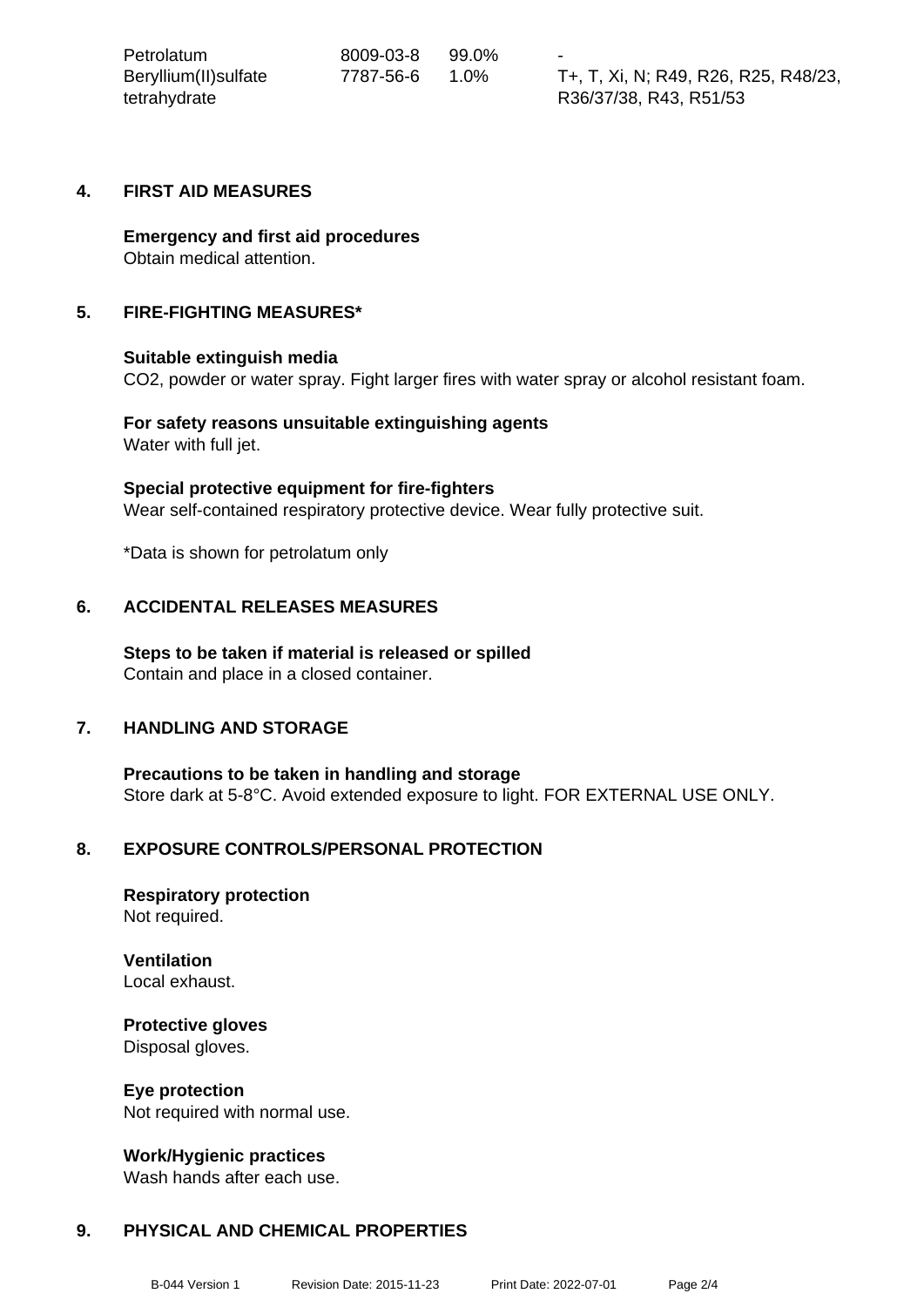| | | | |
|---|---|---|---|
| Petrolatum | 8009-03-8 | 99.0% | - |
| Beryllium(II)sulfate tetrahydrate | 7787-56-6 | 1.0% | T+, T, Xi, N; R49, R26, R25, R48/23, R36/37/38, R43, R51/53 |

## 4. FIRST AID MEASURES

**Emergency and first aid procedures**
Obtain medical attention.

## 5. FIRE-FIGHTING MEASURES*

**Suitable extinguish media**
CO2, powder or water spray. Fight larger fires with water spray or alcohol resistant foam.

**For safety reasons unsuitable extinguishing agents**
Water with full jet.

**Special protective equipment for fire-fighters**
Wear self-contained respiratory protective device. Wear fully protective suit.

*Data is shown for petrolatum only

## 6. ACCIDENTAL RELEASES MEASURES

**Steps to be taken if material is released or spilled**
Contain and place in a closed container.

## 7. HANDLING AND STORAGE

**Precautions to be taken in handling and storage**
Store dark at 5-8°C. Avoid extended exposure to light. FOR EXTERNAL USE ONLY.

## 8. EXPOSURE CONTROLS/PERSONAL PROTECTION

**Respiratory protection**
Not required.

**Ventilation**
Local exhaust.

**Protective gloves**
Disposal gloves.

**Eye protection**
Not required with normal use.

**Work/Hygienic practices**
Wash hands after each use.

## 9. PHYSICAL AND CHEMICAL PROPERTIES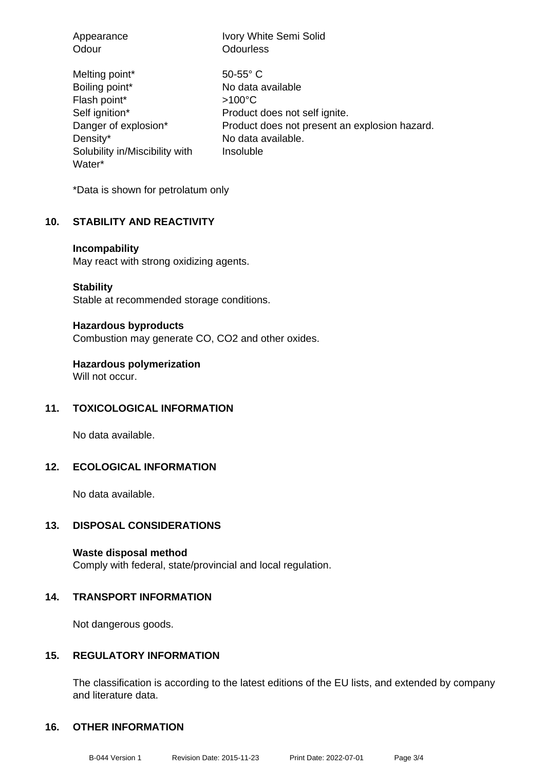| | |
|---|---|
| Appearance | Ivory White Semi Solid |
| Odour | Odourless |
| Melting point* | 50-55° C |
| Boiling point* | No data available |
| Flash point* | >100°C |
| Self ignition* | Product does not self ignite. |
| Danger of explosion* | Product does not present an explosion hazard. |
| Density* | No data available. |
| Solubility in/Miscibility with Water* | Insoluble |

*Data is shown for petrolatum only

## 10. STABILITY AND REACTIVITY

**Incompability**
May react with strong oxidizing agents.

**Stability**
Stable at recommended storage conditions.

**Hazardous byproducts**
Combustion may generate CO, CO2 and other oxides.

**Hazardous polymerization**
Will not occur.

## 11. TOXICOLOGICAL INFORMATION

No data available.

## 12. ECOLOGICAL INFORMATION

No data available.

## 13. DISPOSAL CONSIDERATIONS

**Waste disposal method**
Comply with federal, state/provincial and local regulation.

## 14. TRANSPORT INFORMATION

Not dangerous goods.

## 15. REGULATORY INFORMATION

The classification is according to the latest editions of the EU lists, and extended by company and literature data.

## 16. OTHER INFORMATION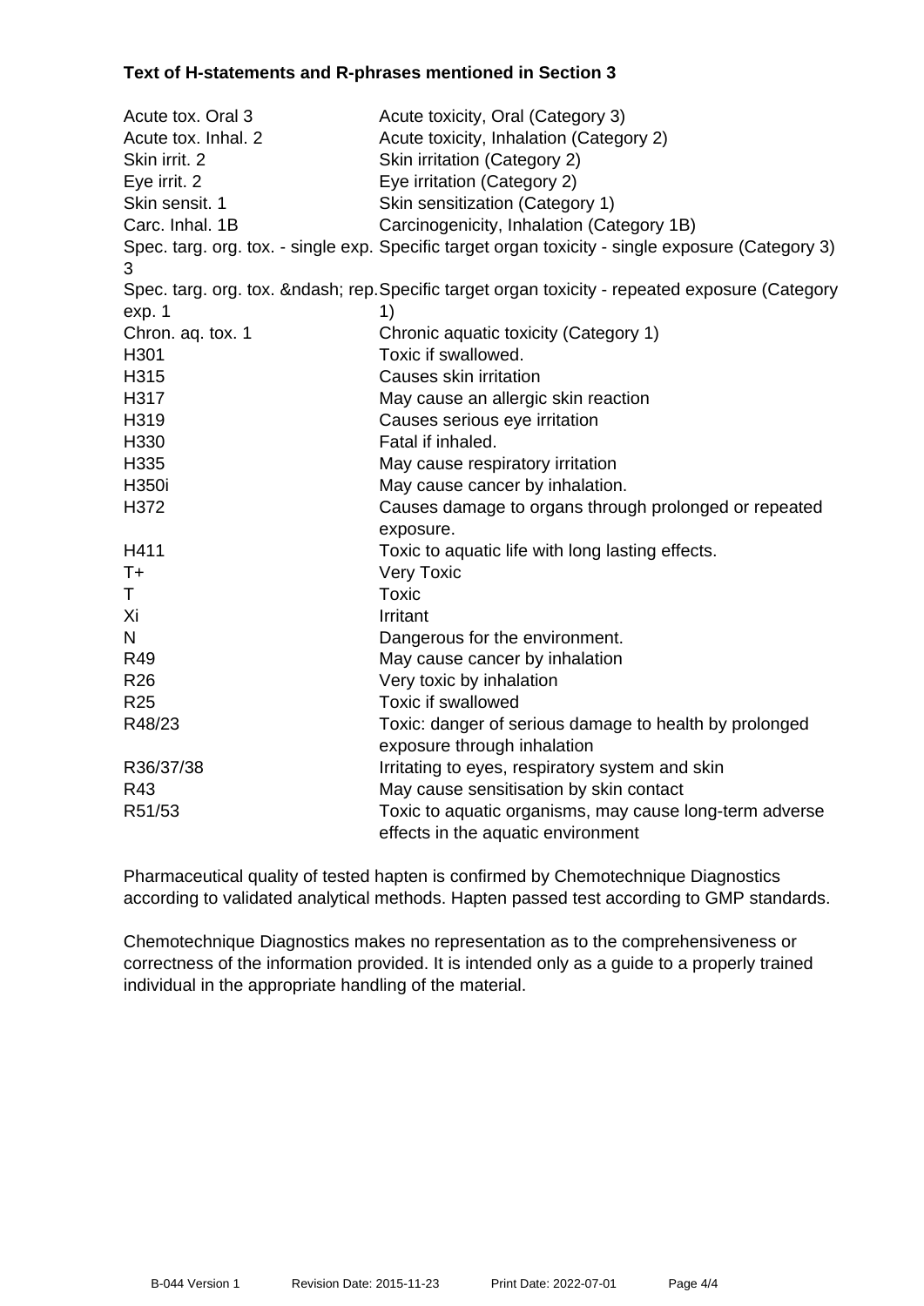**Text of H-statements and R-phrases mentioned in Section 3**

| | |
|---|---|
| Acute tox. Oral 3 | Acute toxicity, Oral (Category 3) |
| Acute tox. Inhal. 2 | Acute toxicity, Inhalation (Category 2) |
| Skin irrit. 2 | Skin irritation (Category 2) |
| Eye irrit. 2 | Eye irritation (Category 2) |
| Skin sensit. 1 | Skin sensitization (Category 1) |
| Carc. Inhal. 1B | Carcinogenicity, Inhalation (Category 1B) |
| Spec. targ. org. tox. - single exp. 3 | Specific target organ toxicity - single exposure (Category 3) |
| Spec. targ. org. tox. &ndash; rep. exp. 1 | Specific target organ toxicity - repeated exposure (Category 1) |
| Chron. aq. tox. 1 | Chronic aquatic toxicity (Category 1) |
| H301 | Toxic if swallowed. |
| H315 | Causes skin irritation |
| H317 | May cause an allergic skin reaction |
| H319 | Causes serious eye irritation |
| H330 | Fatal if inhaled. |
| H335 | May cause respiratory irritation |
| H350i | May cause cancer by inhalation. |
| H372 | Causes damage to organs through prolonged or repeated exposure. |
| H411 | Toxic to aquatic life with long lasting effects. |
| T+ | Very Toxic |
| T | Toxic |
| Xi | Irritant |
| N | Dangerous for the environment. |
| R49 | May cause cancer by inhalation |
| R26 | Very toxic by inhalation |
| R25 | Toxic if swallowed |
| R48/23 | Toxic: danger of serious damage to health by prolonged exposure through inhalation |
| R36/37/38 | Irritating to eyes, respiratory system and skin |
| R43 | May cause sensitisation by skin contact |
| R51/53 | Toxic to aquatic organisms, may cause long-term adverse effects in the aquatic environment |

Pharmaceutical quality of tested hapten is confirmed by Chemotechnique Diagnostics according to validated analytical methods. Hapten passed test according to GMP standards.

Chemotechnique Diagnostics makes no representation as to the comprehensiveness or correctness of the information provided. It is intended only as a guide to a properly trained individual in the appropriate handling of the material.

B-044 Version 1 Revision Date: 2015-11-23 Print Date: 2022-07-01